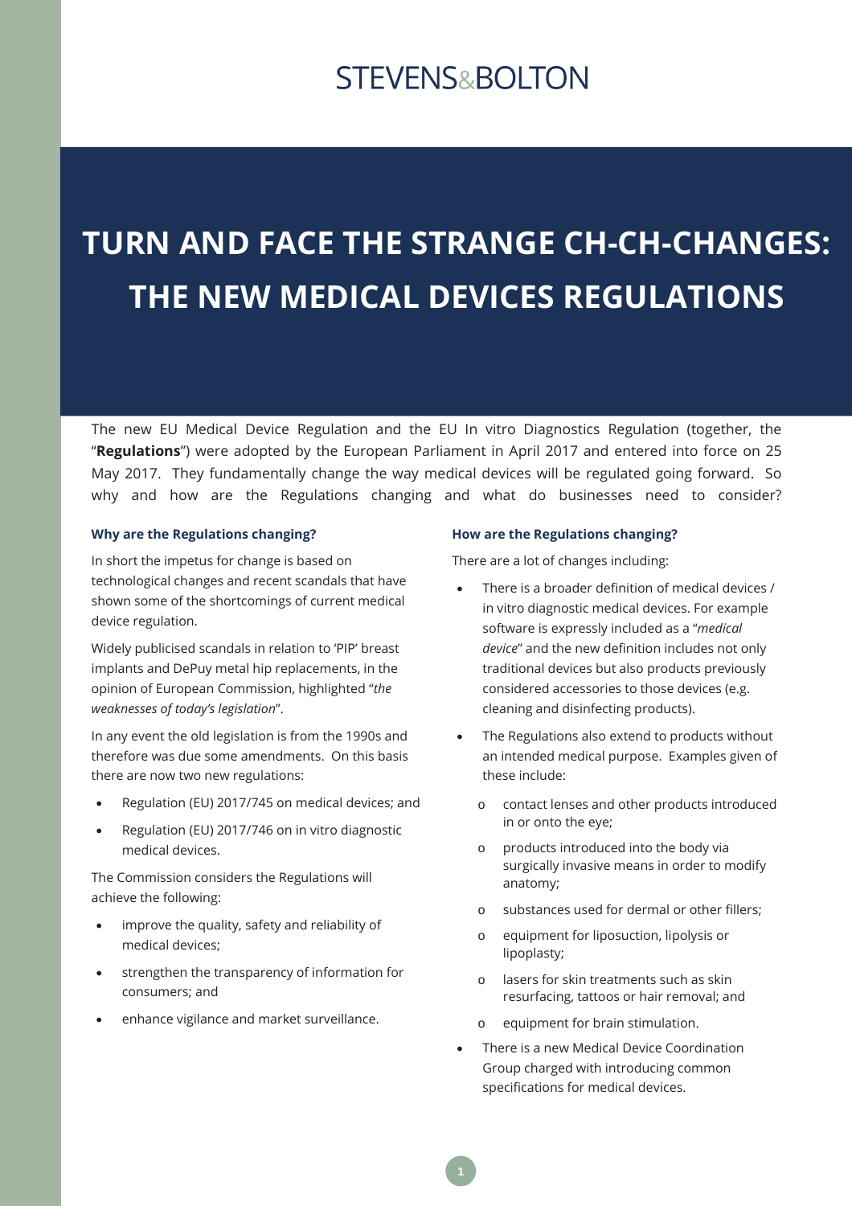STEVENS&BOLTON

# TURN AND FACE THE STRANGE CH-CH-CHANGES: THE NEW MEDICAL DEVICES REGULATIONS

The new EU Medical Device Regulation and the EU In vitro Diagnostics Regulation (together, the "**Regulations**") were adopted by the European Parliament in April 2017 and entered into force on 25 May 2017. They fundamentally change the way medical devices will be regulated going forward. So why and how are the Regulations changing and what do businesses need to consider?

### Why are the Regulations changing?

In short the impetus for change is based on technological changes and recent scandals that have shown some of the shortcomings of current medical device regulation.

Widely publicised scandals in relation to 'PIP' breast implants and DePuy metal hip replacements, in the opinion of European Commission, highlighted "*the weaknesses of today's legislation*".

In any event the old legislation is from the 1990s and therefore was due some amendments. On this basis there are now two new regulations:

- Regulation (EU) 2017/745 on medical devices; and
- Regulation (EU) 2017/746 on in vitro diagnostic medical devices.

The Commission considers the Regulations will achieve the following:

- improve the quality, safety and reliability of medical devices;
- strengthen the transparency of information for consumers; and
- enhance vigilance and market surveillance.

### How are the Regulations changing?

There are a lot of changes including:

- There is a broader definition of medical devices / in vitro diagnostic medical devices. For example software is expressly included as a "*medical device*" and the new definition includes not only traditional devices but also products previously considered accessories to those devices (e.g. cleaning and disinfecting products).
- The Regulations also extend to products without an intended medical purpose. Examples given of these include:
  - contact lenses and other products introduced in or onto the eye;
  - products introduced into the body via surgically invasive means in order to modify anatomy;
  - substances used for dermal or other fillers;
  - equipment for liposuction, lipolysis or lipoplasty;
  - lasers for skin treatments such as skin resurfacing, tattoos or hair removal; and
  - equipment for brain stimulation.
- There is a new Medical Device Coordination Group charged with introducing common specifications for medical devices.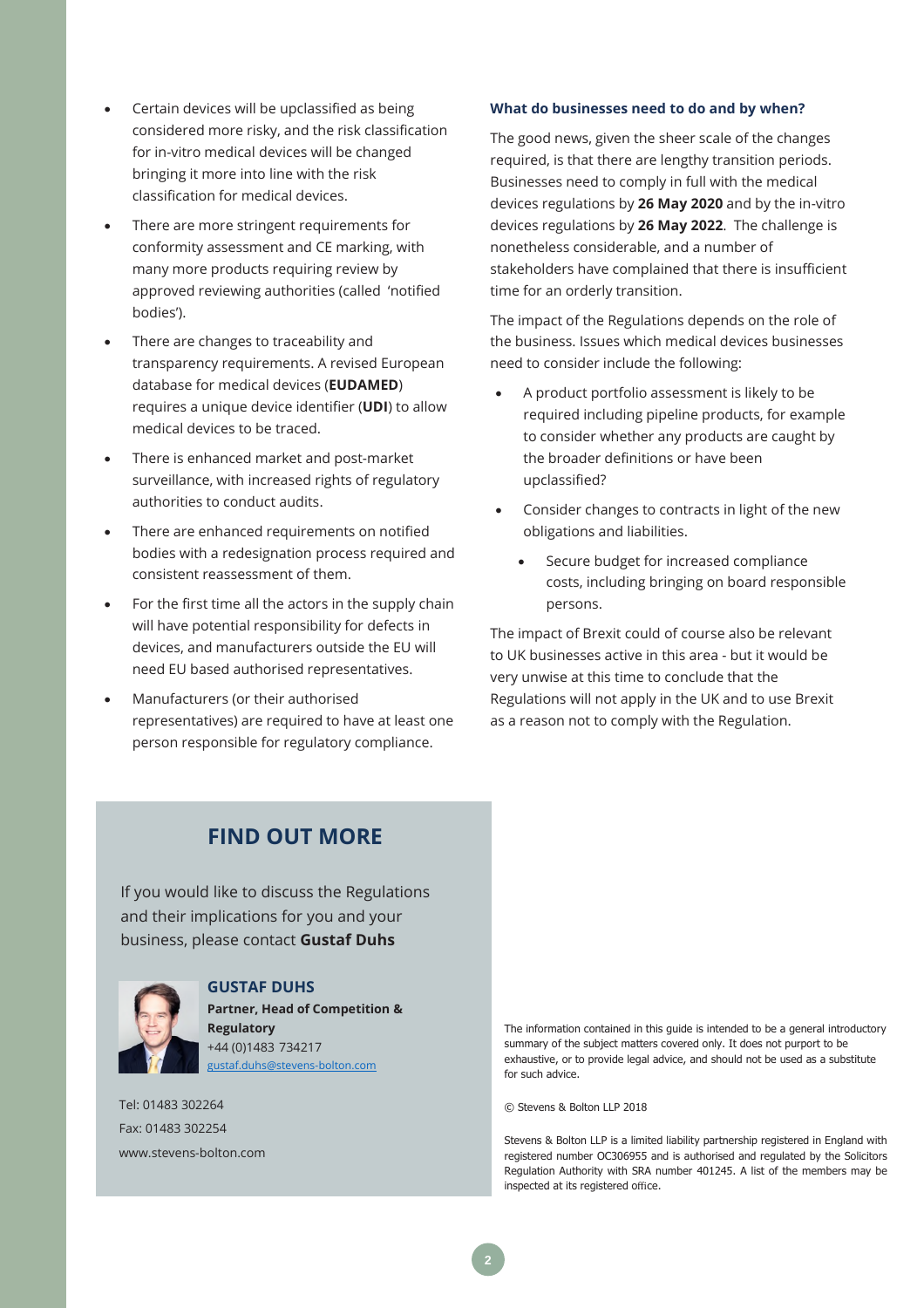- Certain devices will be upclassified as being considered more risky, and the risk classification for in-vitro medical devices will be changed bringing it more into line with the risk classification for medical devices.
- There are more stringent requirements for conformity assessment and CE marking, with many more products requiring review by approved reviewing authorities (called 'notified bodies').
- There are changes to traceability and transparency requirements. A revised European database for medical devices (**EUDAMED**) requires a unique device identifier (**UDI**) to allow medical devices to be traced.
- There is enhanced market and post-market surveillance, with increased rights of regulatory authorities to conduct audits.
- There are enhanced requirements on notified bodies with a redesignation process required and consistent reassessment of them.
- For the first time all the actors in the supply chain will have potential responsibility for defects in devices, and manufacturers outside the EU will need EU based authorised representatives.
- Manufacturers (or their authorised representatives) are required to have at least one person responsible for regulatory compliance.

**What do businesses need to do and by when?**

The good news, given the sheer scale of the changes required, is that there are lengthy transition periods. Businesses need to comply in full with the medical devices regulations by **26 May 2020** and by the in-vitro devices regulations by **26 May 2022**. The challenge is nonetheless considerable, and a number of stakeholders have complained that there is insufficient time for an orderly transition.

The impact of the Regulations depends on the role of the business. Issues which medical devices businesses need to consider include the following:

- A product portfolio assessment is likely to be required including pipeline products, for example to consider whether any products are caught by the broader definitions or have been upclassified?
- Consider changes to contracts in light of the new obligations and liabilities.
  - Secure budget for increased compliance costs, including bringing on board responsible persons.

The impact of Brexit could of course also be relevant to UK businesses active in this area - but it would be very unwise at this time to conclude that the Regulations will not apply in the UK and to use Brexit as a reason not to comply with the Regulation.

## FIND OUT MORE

If you would like to discuss the Regulations and their implications for you and your business, please contact **Gustaf Duhs**

**GUSTAF DUHS**
**Partner, Head of Competition & Regulatory**
+44 (0)1483 734217
gustaf.duhs@stevens-bolton.com

Tel: 01483 302264
Fax: 01483 302254
www.stevens-bolton.com

The information contained in this guide is intended to be a general introductory summary of the subject matters covered only. It does not purport to be exhaustive, or to provide legal advice, and should not be used as a substitute for such advice.

© Stevens & Bolton LLP 2018

Stevens & Bolton LLP is a limited liability partnership registered in England with registered number OC306955 and is authorised and regulated by the Solicitors Regulation Authority with SRA number 401245. A list of the members may be inspected at its registered office.